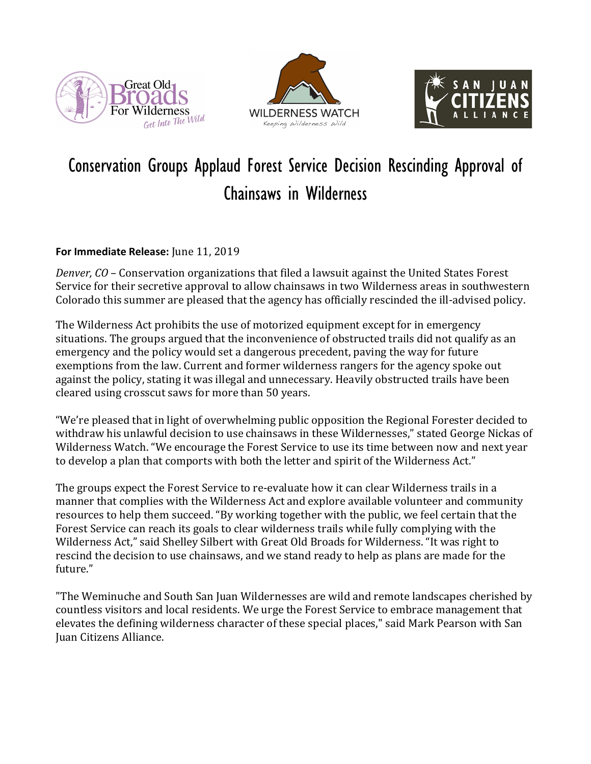# Conservation Groups Applaud Forest Service Decision Rescinding Approval of Chainsaws in Wilderness

**For Immediate Release:** June 11, 2019

*Denver, CO* – Conservation organizations that filed a lawsuit against the United States Forest Service for their secretive approval to allow chainsaws in two Wilderness areas in southwestern Colorado this summer are pleased that the agency has officially rescinded the ill-advised policy.

The Wilderness Act prohibits the use of motorized equipment except for in emergency situations. The groups argued that the inconvenience of obstructed trails did not qualify as an emergency and the policy would set a dangerous precedent, paving the way for future exemptions from the law. Current and former wilderness rangers for the agency spoke out against the policy, stating it was illegal and unnecessary. Heavily obstructed trails have been cleared using crosscut saws for more than 50 years.

"We're pleased that in light of overwhelming public opposition the Regional Forester decided to withdraw his unlawful decision to use chainsaws in these Wildernesses," stated George Nickas of Wilderness Watch. "We encourage the Forest Service to use its time between now and next year to develop a plan that comports with both the letter and spirit of the Wilderness Act."

The groups expect the Forest Service to re-evaluate how it can clear Wilderness trails in a manner that complies with the Wilderness Act and explore available volunteer and community resources to help them succeed. "By working together with the public, we feel certain that the Forest Service can reach its goals to clear wilderness trails while fully complying with the Wilderness Act," said Shelley Silbert with Great Old Broads for Wilderness. "It was right to rescind the decision to use chainsaws, and we stand ready to help as plans are made for the future."

"The Weminuche and South San Juan Wildernesses are wild and remote landscapes cherished by countless visitors and local residents. We urge the Forest Service to embrace management that elevates the defining wilderness character of these special places," said Mark Pearson with San Juan Citizens Alliance.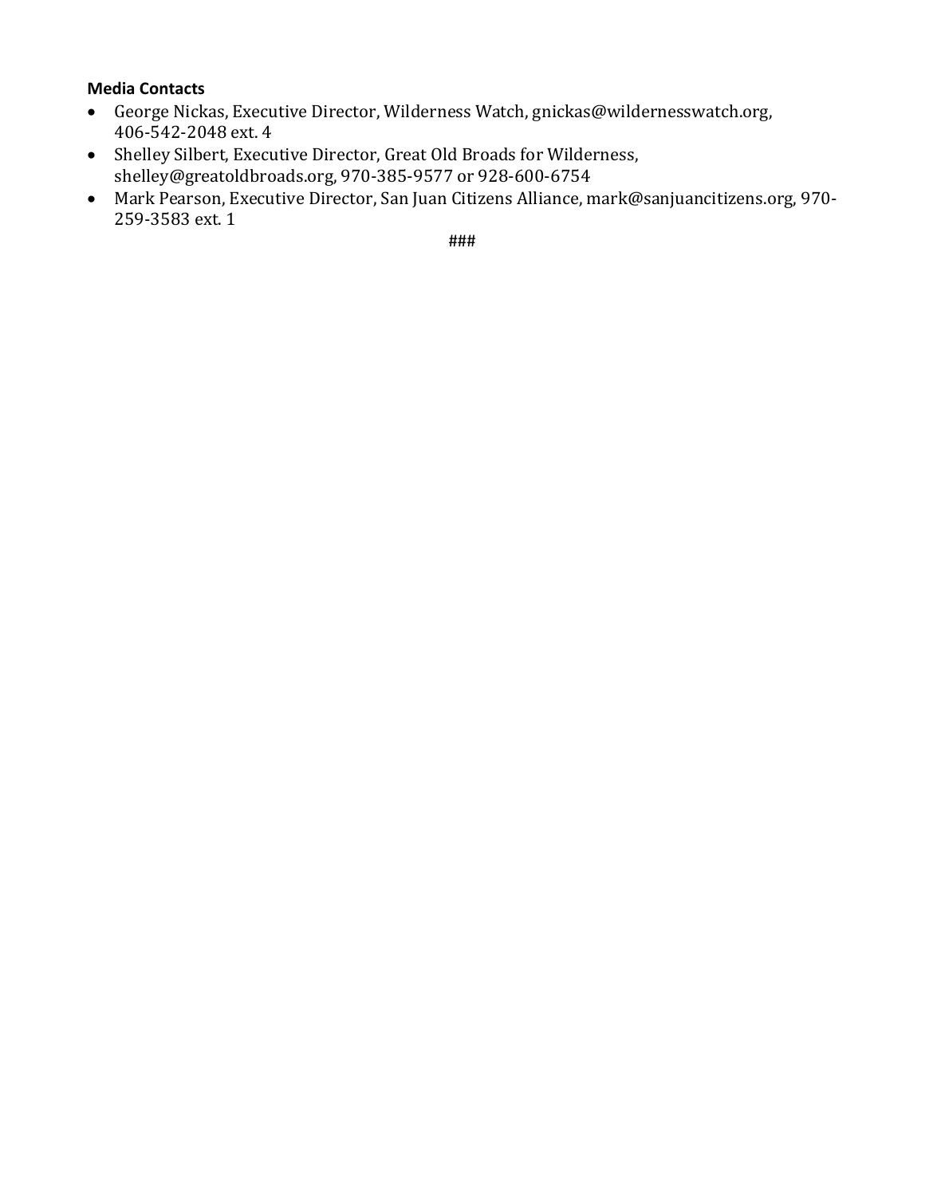**Media Contacts**

- George Nickas, Executive Director, Wilderness Watch, gnickas@wildernesswatch.org, 406-542-2048 ext. 4
- Shelley Silbert, Executive Director, Great Old Broads for Wilderness, shelley@greatoldbroads.org, 970-385-9577 or 928-600-6754
- Mark Pearson, Executive Director, San Juan Citizens Alliance, mark@sanjuancitizens.org, 970-259-3583 ext. 1

###